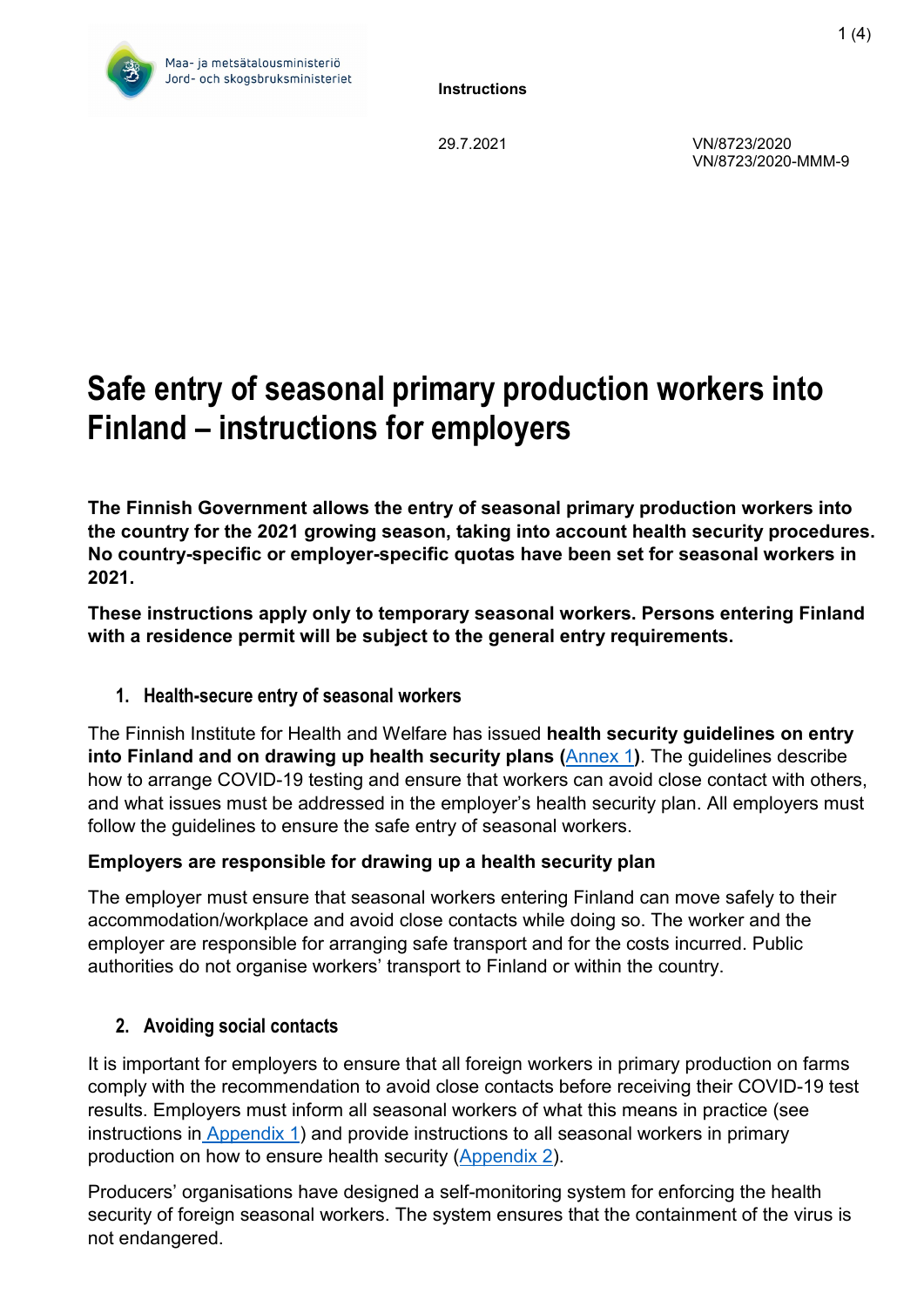Maa- ja metsätalousministeriö
Jord- och skogsbruksministeriet

**Instructions**

29.7.2021

VN/8723/2020
VN/8723/2020-MMM-9

# Safe entry of seasonal primary production workers into Finland – instructions for employers

**The Finnish Government allows the entry of seasonal primary production workers into the country for the 2021 growing season, taking into account health security procedures. No country-specific or employer-specific quotas have been set for seasonal workers in 2021.**

**These instructions apply only to temporary seasonal workers. Persons entering Finland with a residence permit will be subject to the general entry requirements.**

## 1. Health-secure entry of seasonal workers

The Finnish Institute for Health and Welfare has issued **health security guidelines on entry into Finland and on drawing up health security plans (Annex 1)**. The guidelines describe how to arrange COVID-19 testing and ensure that workers can avoid close contact with others, and what issues must be addressed in the employer's health security plan. All employers must follow the guidelines to ensure the safe entry of seasonal workers.

**Employers are responsible for drawing up a health security plan**

The employer must ensure that seasonal workers entering Finland can move safely to their accommodation/workplace and avoid close contacts while doing so. The worker and the employer are responsible for arranging safe transport and for the costs incurred. Public authorities do not organise workers' transport to Finland or within the country.

## 2. Avoiding social contacts

It is important for employers to ensure that all foreign workers in primary production on farms comply with the recommendation to avoid close contacts before receiving their COVID-19 test results. Employers must inform all seasonal workers of what this means in practice (see instructions in Appendix 1) and provide instructions to all seasonal workers in primary production on how to ensure health security (Appendix 2).

Producers' organisations have designed a self-monitoring system for enforcing the health security of foreign seasonal workers. The system ensures that the containment of the virus is not endangered.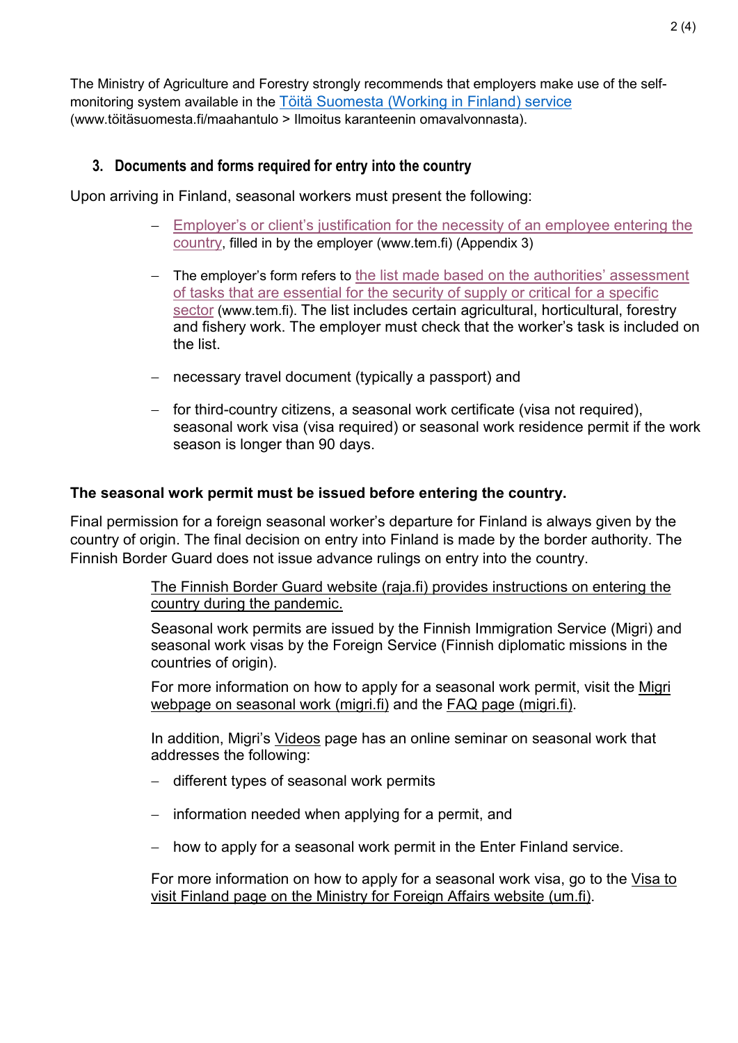The Ministry of Agriculture and Forestry strongly recommends that employers make use of the self-monitoring system available in the Töitä Suomesta (Working in Finland) service (www.töitäsuomesta.fi/maahantulo > Ilmoitus karanteenin omavalvonnasta).

## 3. Documents and forms required for entry into the country

Upon arriving in Finland, seasonal workers must present the following:

- Employer's or client's justification for the necessity of an employee entering the country, filled in by the employer (www.tem.fi) (Appendix 3)
- The employer's form refers to the list made based on the authorities' assessment of tasks that are essential for the security of supply or critical for a specific sector (www.tem.fi). The list includes certain agricultural, horticultural, forestry and fishery work. The employer must check that the worker's task is included on the list.
- necessary travel document (typically a passport) and
- for third-country citizens, a seasonal work certificate (visa not required), seasonal work visa (visa required) or seasonal work residence permit if the work season is longer than 90 days.

**The seasonal work permit must be issued before entering the country.**

Final permission for a foreign seasonal worker's departure for Finland is always given by the country of origin. The final decision on entry into Finland is made by the border authority. The Finnish Border Guard does not issue advance rulings on entry into the country.

The Finnish Border Guard website (raja.fi) provides instructions on entering the country during the pandemic.

Seasonal work permits are issued by the Finnish Immigration Service (Migri) and seasonal work visas by the Foreign Service (Finnish diplomatic missions in the countries of origin).

For more information on how to apply for a seasonal work permit, visit the Migri webpage on seasonal work (migri.fi) and the FAQ page (migri.fi).

In addition, Migri's Videos page has an online seminar on seasonal work that addresses the following:

- different types of seasonal work permits
- information needed when applying for a permit, and
- how to apply for a seasonal work permit in the Enter Finland service.

For more information on how to apply for a seasonal work visa, go to the Visa to visit Finland page on the Ministry for Foreign Affairs website (um.fi).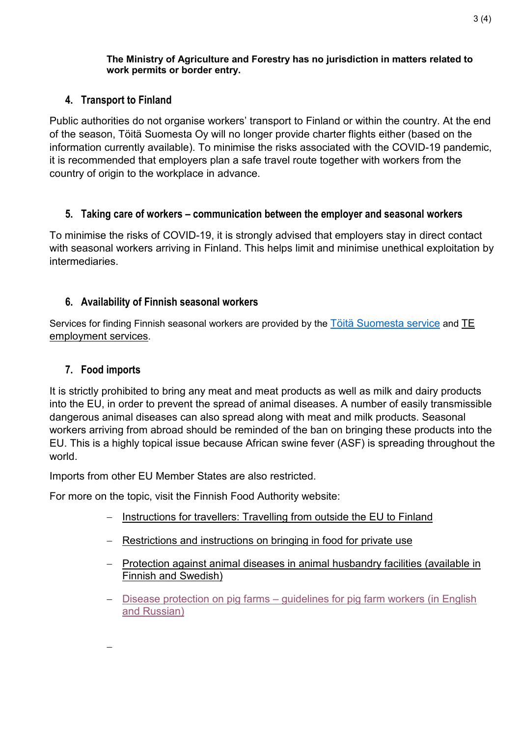**The Ministry of Agriculture and Forestry has no jurisdiction in matters related to work permits or border entry.**

## 4. Transport to Finland

Public authorities do not organise workers' transport to Finland or within the country. At the end of the season, Töitä Suomesta Oy will no longer provide charter flights either (based on the information currently available). To minimise the risks associated with the COVID-19 pandemic, it is recommended that employers plan a safe travel route together with workers from the country of origin to the workplace in advance.

## 5. Taking care of workers – communication between the employer and seasonal workers

To minimise the risks of COVID-19, it is strongly advised that employers stay in direct contact with seasonal workers arriving in Finland. This helps limit and minimise unethical exploitation by intermediaries.

## 6. Availability of Finnish seasonal workers

Services for finding Finnish seasonal workers are provided by the Töitä Suomesta service and TE employment services.

## 7. Food imports

It is strictly prohibited to bring any meat and meat products as well as milk and dairy products into the EU, in order to prevent the spread of animal diseases. A number of easily transmissible dangerous animal diseases can also spread along with meat and milk products. Seasonal workers arriving from abroad should be reminded of the ban on bringing these products into the EU. This is a highly topical issue because African swine fever (ASF) is spreading throughout the world.

Imports from other EU Member States are also restricted.

For more on the topic, visit the Finnish Food Authority website:

- Instructions for travellers: Travelling from outside the EU to Finland
- Restrictions and instructions on bringing in food for private use
- Protection against animal diseases in animal husbandry facilities (available in Finnish and Swedish)
- Disease protection on pig farms – guidelines for pig farm workers (in English and Russian)
-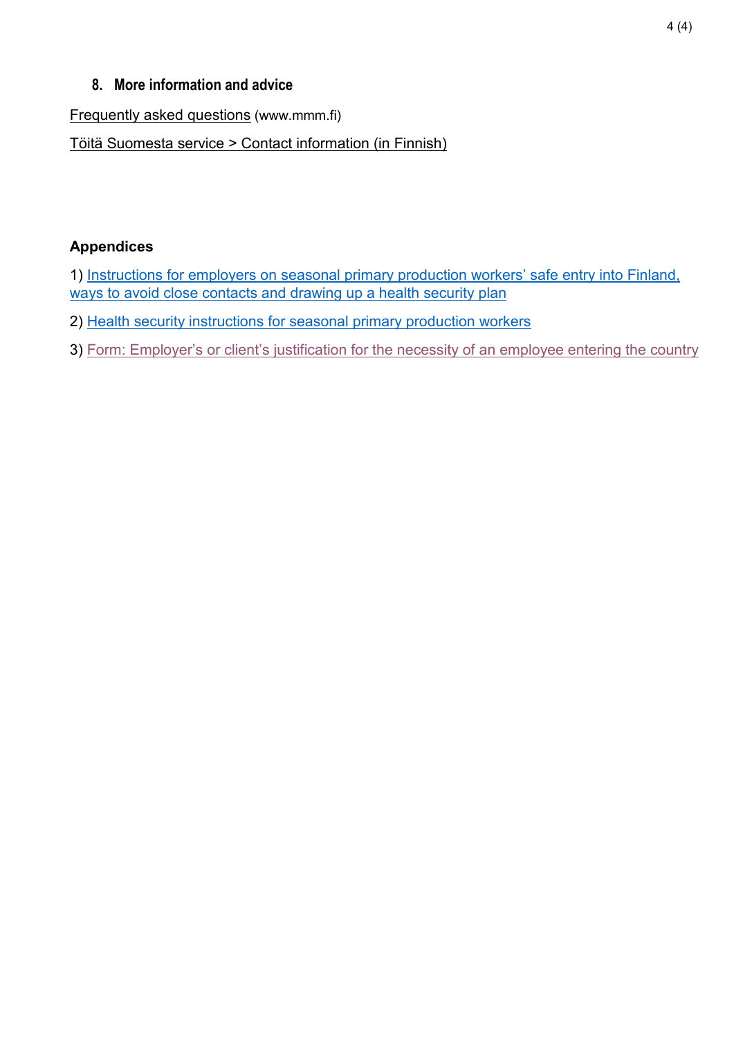## 8. More information and advice

Frequently asked questions (www.mmm.fi)

Töitä Suomesta service > Contact information (in Finnish)

**Appendices**

1) Instructions for employers on seasonal primary production workers' safe entry into Finland, ways to avoid close contacts and drawing up a health security plan

2) Health security instructions for seasonal primary production workers

3) Form: Employer's or client's justification for the necessity of an employee entering the country